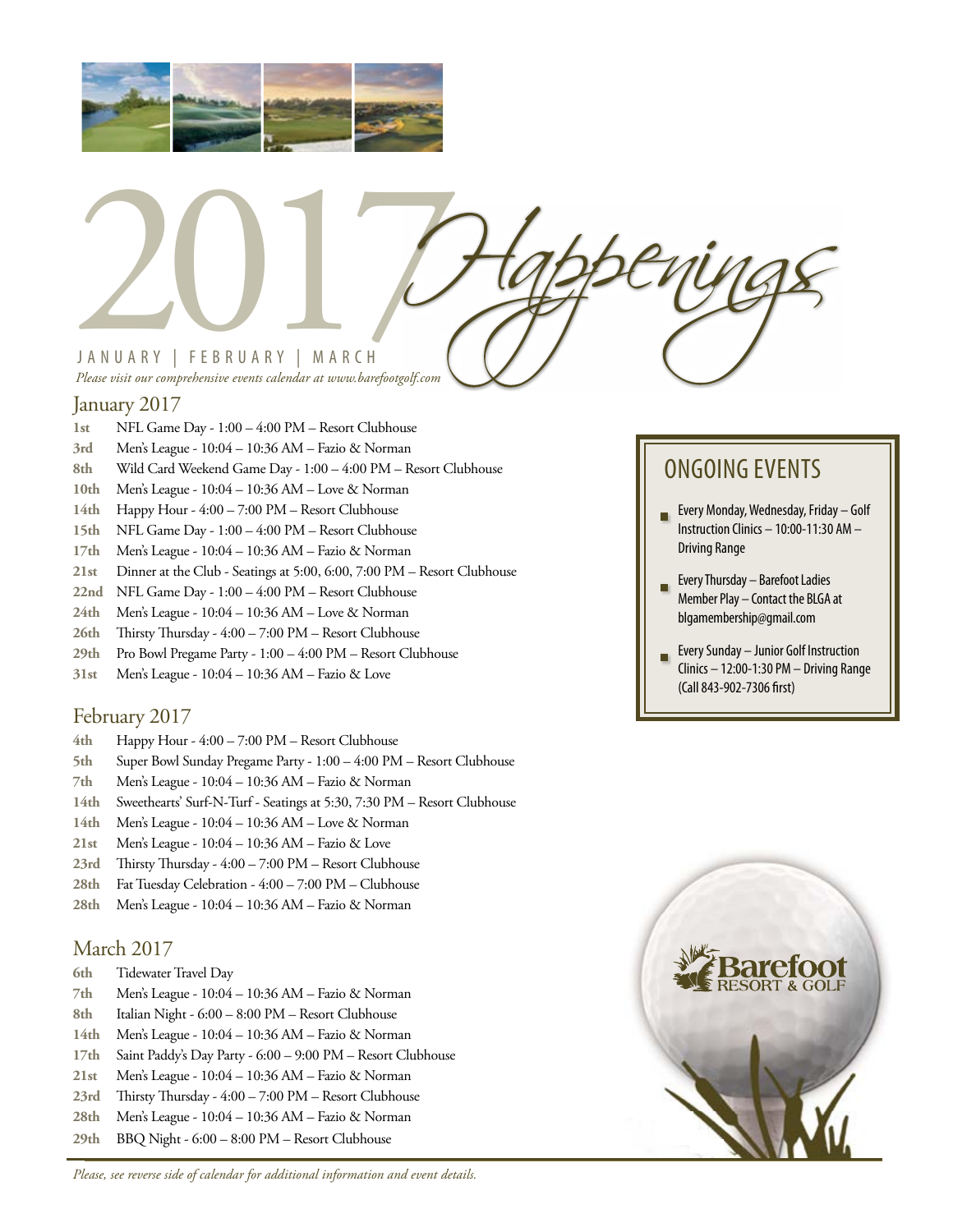# 2017 Happenings

JANUARY | FEBRUARY | MARCH

*Please visit our comprehensive events calendar at www.barefootgolf.com*

## January 2017

- **1st** NFL Game Day - 1:00 – 4:00 PM – Resort Clubhouse
- **3rd** Men's League - 10:04 – 10:36 AM – Fazio & Norman
- **8th** Wild Card Weekend Game Day - 1:00 – 4:00 PM – Resort Clubhouse
- **10th** Men's League - 10:04 – 10:36 AM – Love & Norman
- **14th** Happy Hour - 4:00 – 7:00 PM – Resort Clubhouse
- **15th** NFL Game Day - 1:00 – 4:00 PM – Resort Clubhouse
- **17th** Men's League - 10:04 – 10:36 AM – Fazio & Norman
- **21st** Dinner at the Club - Seatings at 5:00, 6:00, 7:00 PM – Resort Clubhouse
- **22nd** NFL Game Day - 1:00 – 4:00 PM – Resort Clubhouse
- **24th** Men's League - 10:04 – 10:36 AM – Love & Norman
- **26th** Thirsty Thursday - 4:00 – 7:00 PM – Resort Clubhouse
- **29th** Pro Bowl Pregame Party - 1:00 – 4:00 PM – Resort Clubhouse
- **31st** Men's League - 10:04 – 10:36 AM – Fazio & Love

## February 2017

- **4th** Happy Hour - 4:00 – 7:00 PM – Resort Clubhouse
- **5th** Super Bowl Sunday Pregame Party - 1:00 – 4:00 PM – Resort Clubhouse
- **7th** Men's League - 10:04 – 10:36 AM – Fazio & Norman
- **14th** Sweethearts' Surf-N-Turf - Seatings at 5:30, 7:30 PM – Resort Clubhouse
- **14th** Men's League - 10:04 – 10:36 AM – Love & Norman
- **21st** Men's League - 10:04 – 10:36 AM – Fazio & Love
- **23rd** Thirsty Thursday - 4:00 – 7:00 PM – Resort Clubhouse
- **28th** Fat Tuesday Celebration - 4:00 – 7:00 PM – Clubhouse
- **28th** Men's League - 10:04 – 10:36 AM – Fazio & Norman

## March 2017

- **6th** Tidewater Travel Day
- **7th** Men's League - 10:04 – 10:36 AM – Fazio & Norman
- **8th** Italian Night - 6:00 – 8:00 PM – Resort Clubhouse
- **14th** Men's League - 10:04 – 10:36 AM – Fazio & Norman
- **17th** Saint Paddy's Day Party - 6:00 – 9:00 PM – Resort Clubhouse
- **21st** Men's League - 10:04 – 10:36 AM – Fazio & Norman
- **23rd** Thirsty Thursday - 4:00 – 7:00 PM – Resort Clubhouse
- **28th** Men's League - 10:04 – 10:36 AM – Fazio & Norman
- **29th** BBQ Night - 6:00 – 8:00 PM – Resort Clubhouse

## ONGOING EVENTS

- Every Monday, Wednesday, Friday – Golf Instruction Clinics – 10:00-11:30 AM – Driving Range
- Every Thursday – Barefoot Ladies Member Play – Contact the BLGA at blgamembership@gmail.com
- Every Sunday – Junior Golf Instruction Clinics – 12:00-1:30 PM – Driving Range (Call 843-902-7306 first)

Barefoot RESORT & GOLF

*Please, see reverse side of calendar for additional information and event details.*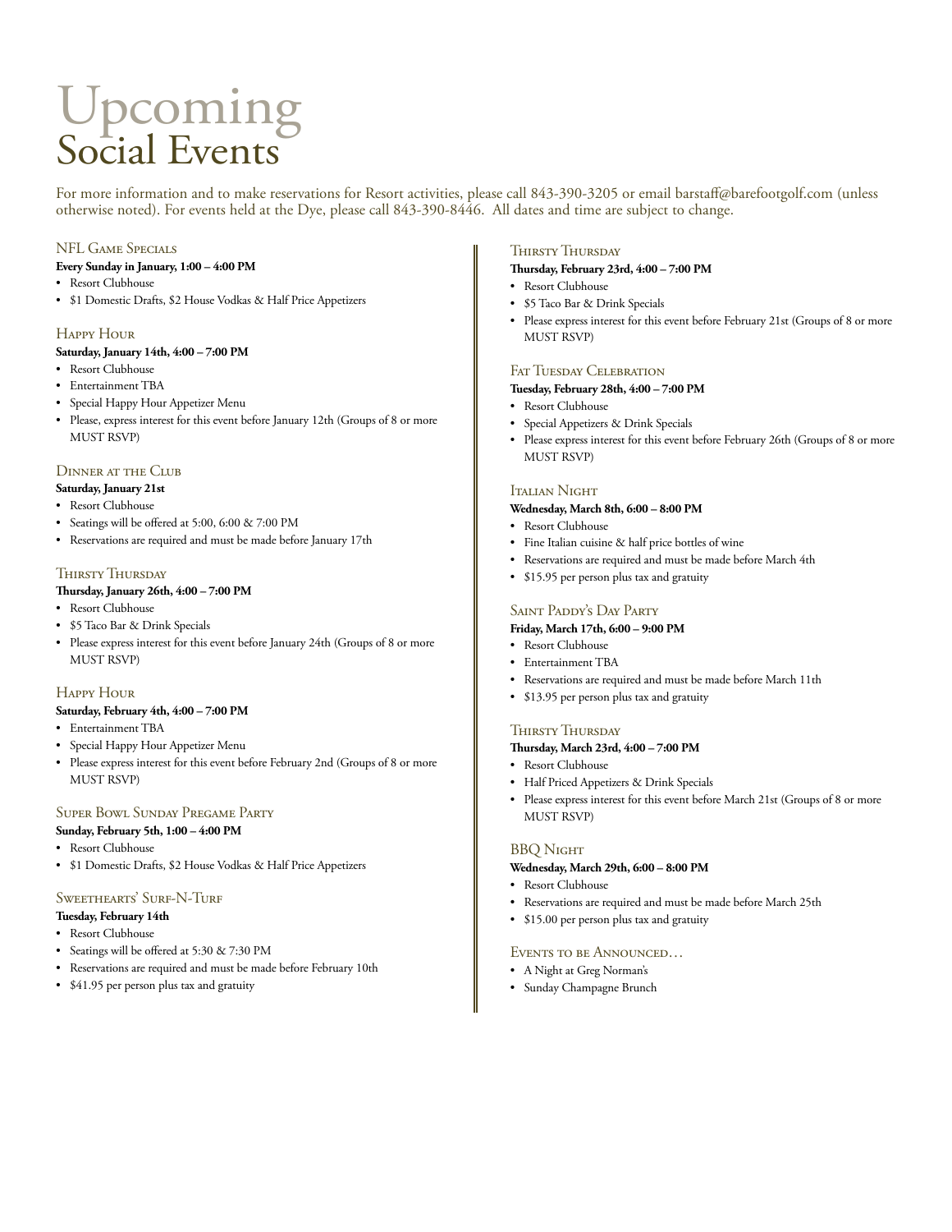# Upcoming Social Events

For more information and to make reservations for Resort activities, please call 843-390-3205 or email barstaff@barefootgolf.com (unless otherwise noted). For events held at the Dye, please call 843-390-8446. All dates and time are subject to change.

### NFL Game Specials

**Every Sunday in January, 1:00 – 4:00 PM**

- Resort Clubhouse
- $1 Domestic Drafts, $2 House Vodkas & Half Price Appetizers

### Happy Hour

**Saturday, January 14th, 4:00 – 7:00 PM**

- Resort Clubhouse
- Entertainment TBA
- Special Happy Hour Appetizer Menu
- Please, express interest for this event before January 12th (Groups of 8 or more MUST RSVP)

### Dinner at the Club

**Saturday, January 21st**

- Resort Clubhouse
- Seatings will be offered at 5:00, 6:00 & 7:00 PM
- Reservations are required and must be made before January 17th

### Thirsty Thursday

**Thursday, January 26th, 4:00 – 7:00 PM**

- Resort Clubhouse
- $5 Taco Bar & Drink Specials
- Please express interest for this event before January 24th (Groups of 8 or more MUST RSVP)

### Happy Hour

**Saturday, February 4th, 4:00 – 7:00 PM**

- Entertainment TBA
- Special Happy Hour Appetizer Menu
- Please express interest for this event before February 2nd (Groups of 8 or more MUST RSVP)

### Super Bowl Sunday Pregame Party

**Sunday, February 5th, 1:00 – 4:00 PM**

- Resort Clubhouse
- $1 Domestic Drafts, $2 House Vodkas & Half Price Appetizers

### Sweethearts' Surf-N-Turf

**Tuesday, February 14th**

- Resort Clubhouse
- Seatings will be offered at 5:30 & 7:30 PM
- Reservations are required and must be made before February 10th
- $41.95 per person plus tax and gratuity

### Thirsty Thursday

**Thursday, February 23rd, 4:00 – 7:00 PM**

- Resort Clubhouse
- $5 Taco Bar & Drink Specials
- Please express interest for this event before February 21st (Groups of 8 or more MUST RSVP)

### Fat Tuesday Celebration

**Tuesday, February 28th, 4:00 – 7:00 PM**

- Resort Clubhouse
- Special Appetizers & Drink Specials
- Please express interest for this event before February 26th (Groups of 8 or more MUST RSVP)

### Italian Night

**Wednesday, March 8th, 6:00 – 8:00 PM**

- Resort Clubhouse
- Fine Italian cuisine & half price bottles of wine
- Reservations are required and must be made before March 4th
- $15.95 per person plus tax and gratuity

### Saint Paddy's Day Party

**Friday, March 17th, 6:00 – 9:00 PM**

- Resort Clubhouse
- Entertainment TBA
- Reservations are required and must be made before March 11th
- $13.95 per person plus tax and gratuity

### Thirsty Thursday

**Thursday, March 23rd, 4:00 – 7:00 PM**

- Resort Clubhouse
- Half Priced Appetizers & Drink Specials
- Please express interest for this event before March 21st (Groups of 8 or more MUST RSVP)

### BBQ Night

**Wednesday, March 29th, 6:00 – 8:00 PM**

- Resort Clubhouse
- Reservations are required and must be made before March 25th
- $15.00 per person plus tax and gratuity

### Events to be Announced…

- A Night at Greg Norman's
- Sunday Champagne Brunch